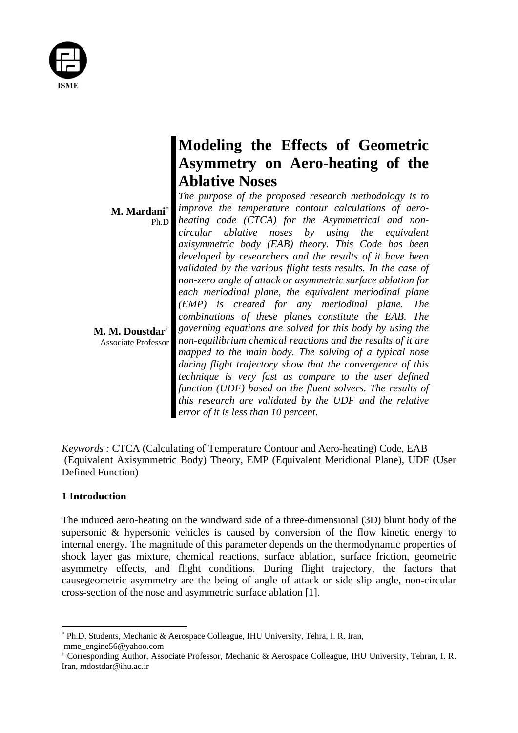# Modeling the Effects of Geometric Asymmetry on Aero-heating of the Ablative Noses

**M. Mardani**[*]
Ph.D

**M. M. Doustdar**[†]
Associate Professor

*The purpose of the proposed research methodology is to improve the temperature contour calculations of aero-heating code (CTCA) for the Asymmetrical and non-circular ablative noses by using the equivalent axisymmetric body (EAB) theory. This Code has been developed by researchers and the results of it have been validated by the various flight tests results. In the case of non-zero angle of attack or asymmetric surface ablation for each meriodinal plane, the equivalent meriodinal plane (EMP) is created for any meriodinal plane. The combinations of these planes constitute the EAB. The governing equations are solved for this body by using the non-equilibrium chemical reactions and the results of it are mapped to the main body. The solving of a typical nose during flight trajectory show that the convergence of this technique is very fast as compare to the user defined function (UDF) based on the fluent solvers. The results of this research are validated by the UDF and the relative error of it is less than 10 percent.*

*Keywords :* CTCA (Calculating of Temperature Contour and Aero-heating) Code, EAB (Equivalent Axisymmetric Body) Theory, EMP (Equivalent Meridional Plane), UDF (User Defined Function)

## 1 Introduction

The induced aero-heating on the windward side of a three-dimensional (3D) blunt body of the supersonic & hypersonic vehicles is caused by conversion of the flow kinetic energy to internal energy. The magnitude of this parameter depends on the thermodynamic properties of shock layer gas mixture, chemical reactions, surface ablation, surface friction, geometric asymmetry effects, and flight conditions. During flight trajectory, the factors that causegeometric asymmetry are the being of angle of attack or side slip angle, non-circular cross-section of the nose and asymmetric surface ablation [1].

---

[*] Ph.D. Students, Mechanic & Aerospace Colleague, IHU University, Tehra, I. R. Iran, mme_engine56@yahoo.com

[†] Corresponding Author, Associate Professor, Mechanic & Aerospace Colleague, IHU University, Tehran, I. R. Iran, mdostdar@ihu.ac.ir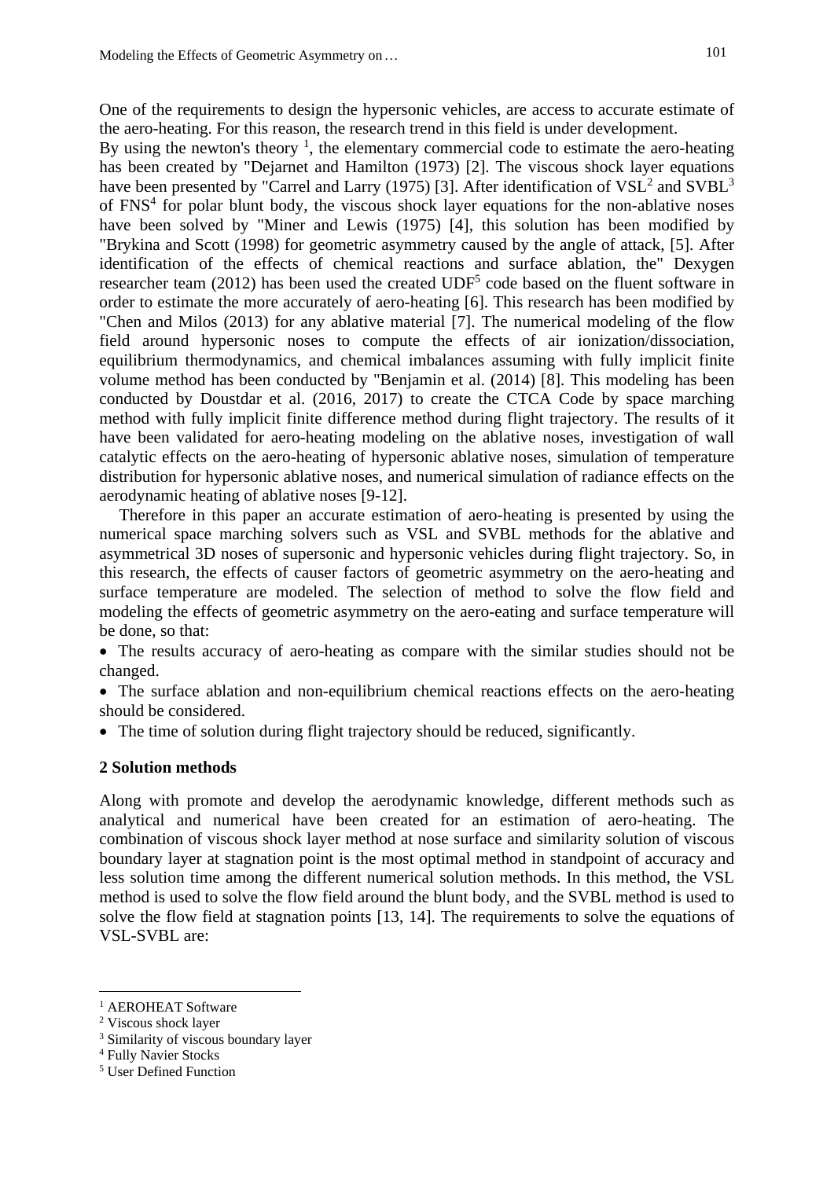One of the requirements to design the hypersonic vehicles, are access to accurate estimate of the aero-heating. For this reason, the research trend in this field is under development.
By using the newton's theory [1], the elementary commercial code to estimate the aero-heating has been created by "Dejarnet and Hamilton (1973) [2]. The viscous shock layer equations have been presented by "Carrel and Larry (1975) [3]. After identification of VSL[2] and SVBL[3] of FNS[4] for polar blunt body, the viscous shock layer equations for the non-ablative noses have been solved by "Miner and Lewis (1975) [4], this solution has been modified by "Brykina and Scott (1998) for geometric asymmetry caused by the angle of attack, [5]. After identification of the effects of chemical reactions and surface ablation, the" Dexygen researcher team (2012) has been used the created UDF[5] code based on the fluent software in order to estimate the more accurately of aero-heating [6]. This research has been modified by "Chen and Milos (2013) for any ablative material [7]. The numerical modeling of the flow field around hypersonic noses to compute the effects of air ionization/dissociation, equilibrium thermodynamics, and chemical imbalances assuming with fully implicit finite volume method has been conducted by "Benjamin et al. (2014) [8]. This modeling has been conducted by Doustdar et al. (2016, 2017) to create the CTCA Code by space marching method with fully implicit finite difference method during flight trajectory. The results of it have been validated for aero-heating modeling on the ablative noses, investigation of wall catalytic effects on the aero-heating of hypersonic ablative noses, simulation of temperature distribution for hypersonic ablative noses, and numerical simulation of radiance effects on the aerodynamic heating of ablative noses [9-12].

Therefore in this paper an accurate estimation of aero-heating is presented by using the numerical space marching solvers such as VSL and SVBL methods for the ablative and asymmetrical 3D noses of supersonic and hypersonic vehicles during flight trajectory. So, in this research, the effects of causer factors of geometric asymmetry on the aero-heating and surface temperature are modeled. The selection of method to solve the flow field and modeling the effects of geometric asymmetry on the aero-eating and surface temperature will be done, so that:

- The results accuracy of aero-heating as compare with the similar studies should not be changed.
- The surface ablation and non-equilibrium chemical reactions effects on the aero-heating should be considered.
- The time of solution during flight trajectory should be reduced, significantly.

## 2 Solution methods

Along with promote and develop the aerodynamic knowledge, different methods such as analytical and numerical have been created for an estimation of aero-heating. The combination of viscous shock layer method at nose surface and similarity solution of viscous boundary layer at stagnation point is the most optimal method in standpoint of accuracy and less solution time among the different numerical solution methods. In this method, the VSL method is used to solve the flow field around the blunt body, and the SVBL method is used to solve the flow field at stagnation points [13, 14]. The requirements to solve the equations of VSL-SVBL are:

---

[1] AEROHEAT Software
[2] Viscous shock layer
[3] Similarity of viscous boundary layer
[4] Fully Navier Stocks
[5] User Defined Function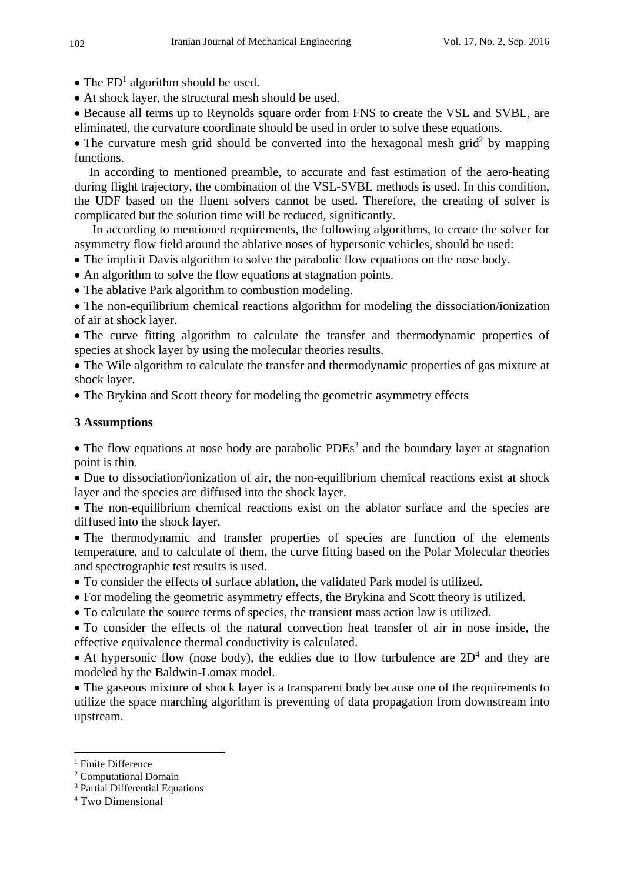- The FD[1] algorithm should be used.
- At shock layer, the structural mesh should be used.
- Because all terms up to Reynolds square order from FNS to create the VSL and SVBL, are eliminated, the curvature coordinate should be used in order to solve these equations.
- The curvature mesh grid should be converted into the hexagonal mesh grid[2] by mapping functions.

In according to mentioned preamble, to accurate and fast estimation of the aero-heating during flight trajectory, the combination of the VSL-SVBL methods is used. In this condition, the UDF based on the fluent solvers cannot be used. Therefore, the creating of solver is complicated but the solution time will be reduced, significantly.

In according to mentioned requirements, the following algorithms, to create the solver for asymmetry flow field around the ablative noses of hypersonic vehicles, should be used:

- The implicit Davis algorithm to solve the parabolic flow equations on the nose body.
- An algorithm to solve the flow equations at stagnation points.
- The ablative Park algorithm to combustion modeling.
- The non-equilibrium chemical reactions algorithm for modeling the dissociation/ionization of air at shock layer.
- The curve fitting algorithm to calculate the transfer and thermodynamic properties of species at shock layer by using the molecular theories results.
- The Wile algorithm to calculate the transfer and thermodynamic properties of gas mixture at shock layer.
- The Brykina and Scott theory for modeling the geometric asymmetry effects

## 3 Assumptions

- The flow equations at nose body are parabolic PDEs[3] and the boundary layer at stagnation point is thin.
- Due to dissociation/ionization of air, the non-equilibrium chemical reactions exist at shock layer and the species are diffused into the shock layer.
- The non-equilibrium chemical reactions exist on the ablator surface and the species are diffused into the shock layer.
- The thermodynamic and transfer properties of species are function of the elements temperature, and to calculate of them, the curve fitting based on the Polar Molecular theories and spectrographic test results is used.
- To consider the effects of surface ablation, the validated Park model is utilized.
- For modeling the geometric asymmetry effects, the Brykina and Scott theory is utilized.
- To calculate the source terms of species, the transient mass action law is utilized.
- To consider the effects of the natural convection heat transfer of air in nose inside, the effective equivalence thermal conductivity is calculated.
- At hypersonic flow (nose body), the eddies due to flow turbulence are 2D[4] and they are modeled by the Baldwin-Lomax model.
- The gaseous mixture of shock layer is a transparent body because one of the requirements to utilize the space marching algorithm is preventing of data propagation from downstream into upstream.

---

[1] Finite Difference

[2] Computational Domain

[3] Partial Differential Equations

[4] Two Dimensional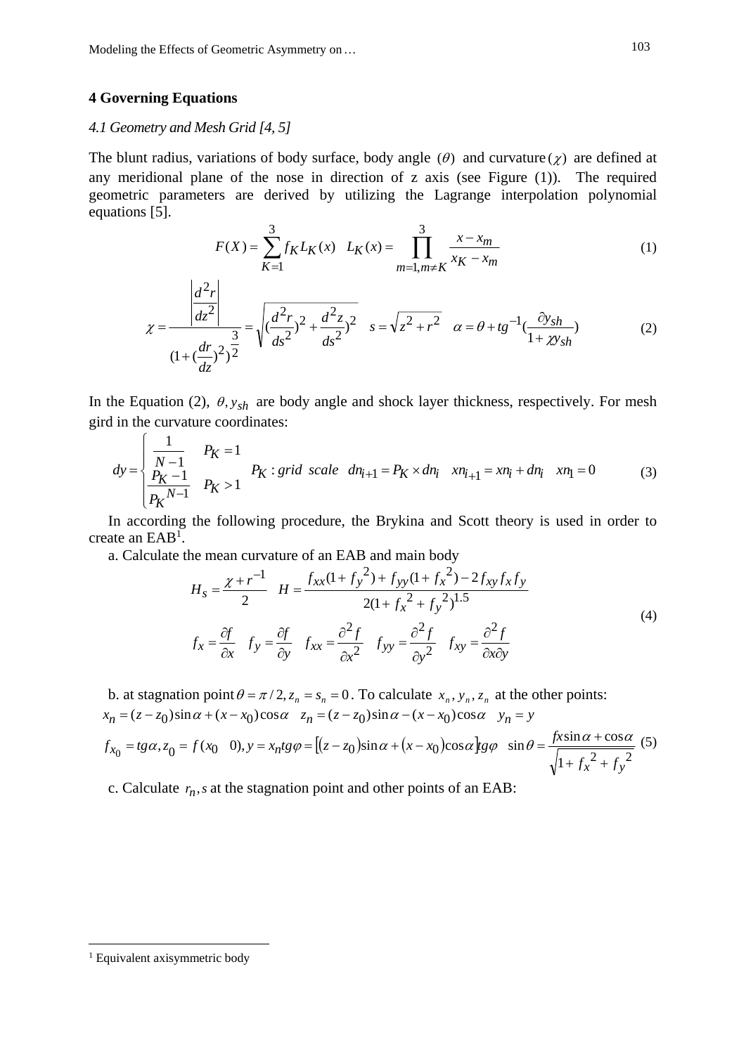## 4 Governing Equations

### *4.1 Geometry and Mesh Grid [4, 5]*

The blunt radius, variations of body surface, body angle $(\theta)$ and curvature $(\chi)$ are defined at any meridional plane of the nose in direction of z axis (see Figure (1)). The required geometric parameters are derived by utilizing the Lagrange interpolation polynomial equations [5].

$$F(X) = \sum_{K=1}^{3} f_K L_K(x) \quad L_K(x) = \prod_{m=1, m\neq K}^{3} \frac{x - x_m}{x_K - x_m} \tag{1}$$

$$\chi = \frac{\left|\dfrac{d^2r}{dz^2}\right|}{(1+(\dfrac{dr}{dz})^2)^{\frac{3}{2}}} = \sqrt{(\frac{d^2r}{ds^2})^2 + \frac{d^2z}{ds^2})^2} \quad s = \sqrt{z^2 + r^2} \quad \alpha = \theta + tg^{-1}(\frac{\partial y_{sh}}{1+\chi y_{sh}}) \tag{2}$$

In the Equation (2), $\theta, y_{sh}$ are body angle and shock layer thickness, respectively. For mesh gird in the curvature coordinates:

$$dy = \begin{cases} \dfrac{1}{N-1} & P_K = 1 \\ \dfrac{P_K - 1}{P_K{}^{N-1}} & P_K > 1 \end{cases} \quad P_K : grid\ \ scale \quad dn_{i+1} = P_K \times dn_i \quad xn_{i+1} = xn_i + dn_i \quad xn_1 = 0 \tag{3}$$

In according the following procedure, the Brykina and Scott theory is used in order to create an EAB[1].

a. Calculate the mean curvature of an EAB and main body

$$H_S = \frac{\chi + r^{-1}}{2} \quad H = \frac{f_{xx}(1+f_y{}^2) + f_{yy}(1+f_x{}^2) - 2 f_{xy} f_x f_y}{2(1+f_x{}^2 + f_y{}^2)^{1.5}}$$
$$f_x = \frac{\partial f}{\partial x} \quad f_y = \frac{\partial f}{\partial y} \quad f_{xx} = \frac{\partial^2 f}{\partial x^2} \quad f_{yy} = \frac{\partial^2 f}{\partial y^2} \quad f_{xy} = \frac{\partial^2 f}{\partial x \partial y} \tag{4}$$

b. at stagnation point $\theta = \pi/2, z_n = s_n = 0$. To calculate $x_n, y_n, z_n$ at the other points:

$$x_n = (z - z_0)\sin\alpha + (x - x_0)\cos\alpha \quad z_n = (z - z_0)\sin\alpha - (x - x_0)\cos\alpha \quad y_n = y$$

$$f_{x_0} = tg\alpha, z_0 = f(x_0 \quad 0), y = x_n tg\varphi = \left[(z - z_0)\sin\alpha + (x - x_0)\cos\alpha\right]tg\varphi \quad \sin\theta = \frac{fx\sin\alpha + \cos\alpha}{\sqrt{1 + f_x{}^2 + f_y{}^2}} \tag{5}$$

c. Calculate $r_n, s$ at the stagnation point and other points of an EAB:

---

[1] Equivalent axisymmetric body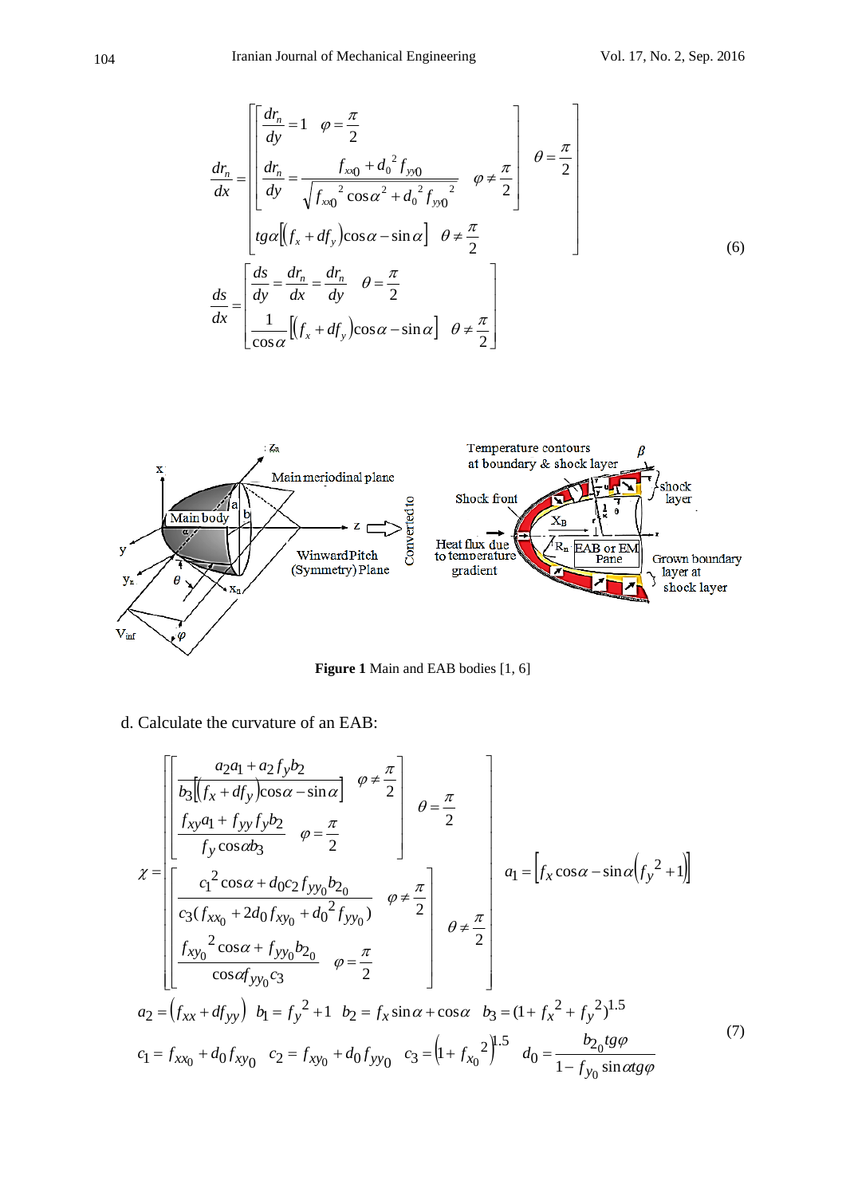$$
\frac{dr_n}{dx} = \left[ \begin{array}{l} \left[ \begin{array}{l} \dfrac{dr_n}{dy} = 1 \quad \varphi = \dfrac{\pi}{2} \\ \dfrac{dr_n}{dy} = \dfrac{f_{xx0} + d_0{}^2 f_{yy0}}{\sqrt{f_{xx0}{}^2 \cos\alpha^2 + d_0{}^2 f_{yy0}{}^2}} \quad \varphi \neq \dfrac{\pi}{2} \end{array} \right] \quad \theta = \dfrac{\pi}{2} \\ tg\alpha\left[\left(f_x + df_y\right)\cos\alpha - \sin\alpha\right] \quad \theta \neq \dfrac{\pi}{2} \end{array} \right]
$$

$$
\frac{ds}{dx} = \left[ \begin{array}{l} \dfrac{ds}{dy} = \dfrac{dr_n}{dx} = \dfrac{dr_n}{dy} \quad \theta = \dfrac{\pi}{2} \\ \dfrac{1}{\cos\alpha}\left[\left(f_x + df_y\right)\cos\alpha - \sin\alpha\right] \quad \theta \neq \dfrac{\pi}{2} \end{array} \right] \tag{6}
$$

**Figure 1** Main and EAB bodies [1, 6]

d. Calculate the curvature of an EAB:

$$
\chi = \left[ \begin{array}{l} \left[ \begin{array}{l} \dfrac{a_2 a_1 + a_2 f_y b_2}{b_3\left[\left(f_x + df_y\right)\cos\alpha - \sin\alpha\right]} \quad \varphi \neq \dfrac{\pi}{2} \\ \dfrac{f_{xy} a_1 + f_{yy} f_y b_2}{f_y \cos\alpha b_3} \quad \varphi = \dfrac{\pi}{2} \end{array} \right] \quad \theta = \dfrac{\pi}{2} \\ \left[ \begin{array}{l} \dfrac{c_1{}^2 \cos\alpha + d_0 c_2 f_{yy_0} b_{2_0}}{c_3(f_{xx_0} + 2d_0 f_{xy_0} + d_0{}^2 f_{yy_0})} \quad \varphi \neq \dfrac{\pi}{2} \\ \dfrac{f_{xy_0}{}^2 \cos\alpha + f_{yy_0} b_{2_0}}{\cos\alpha f_{yy_0} c_3} \quad \varphi = \dfrac{\pi}{2} \end{array} \right] \quad \theta \neq \dfrac{\pi}{2} \end{array} \right] \quad a_1 = \left[f_x \cos\alpha - \sin\alpha\left(f_y{}^2 + 1\right)\right]
$$

$$
a_2 = \left(f_{xx} + df_{yy}\right) \quad b_1 = f_y{}^2 + 1 \quad b_2 = f_x \sin\alpha + \cos\alpha \quad b_3 = (1 + f_x{}^2 + f_y{}^2)^{1.5}
$$

$$
c_1 = f_{xx_0} + d_0 f_{xy_0} \quad c_2 = f_{xy_0} + d_0 f_{yy_0} \quad c_3 = \left(1 + f_{x_0}{}^2\right)^{1.5} \quad d_0 = \frac{b_{2_0} tg\varphi}{1 - f_{y_0} \sin\alpha tg\varphi} \tag{7}
$$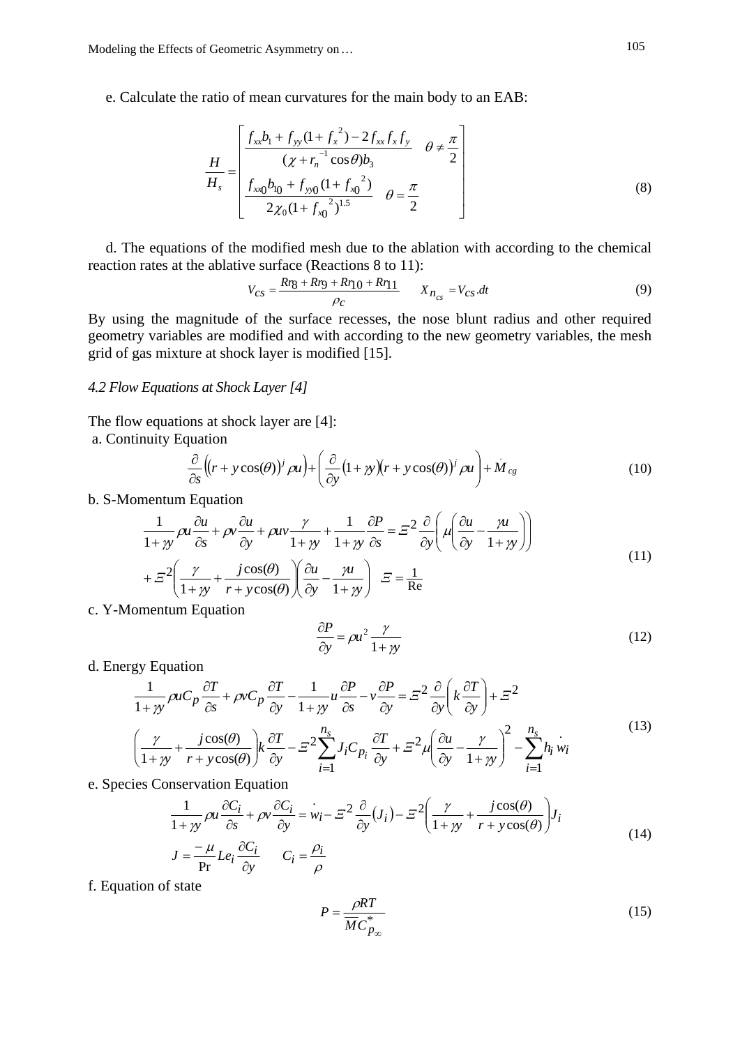e. Calculate the ratio of mean curvatures for the main body to an EAB:

$$\frac{H}{H_s} = \begin{bmatrix} \dfrac{f_{xx}b_1 + f_{yy}(1+f_x{}^2) - 2f_{xx}f_x f_y}{(\chi + r_n{}^{-1}\cos\theta)b_3} & \theta \neq \dfrac{\pi}{2} \\ \dfrac{f_{xx0}b_{10} + f_{yy0}(1+f_{x0}{}^2)}{2\chi_0(1+f_{x0}{}^2)^{1.5}} & \theta = \dfrac{\pi}{2} \end{bmatrix} \tag{8}$$

d. The equations of the modified mesh due to the ablation with according to the chemical reaction rates at the ablative surface (Reactions 8 to 11):

$$V_{CS} = \frac{Rr_8 + Rr_9 + Rr_{10} + Rr_{11}}{\rho_C} \qquad X_{n_{cs}} = V_{CS}.dt \tag{9}$$

By using the magnitude of the surface recesses, the nose blunt radius and other required geometry variables are modified and with according to the new geometry variables, the mesh grid of gas mixture at shock layer is modified [15].

### *4.2 Flow Equations at Shock Layer [4]*

The flow equations at shock layer are [4]:

a. Continuity Equation

$$\frac{\partial}{\partial s}\left((r + y\cos(\theta))^j \rho u\right) + \left(\frac{\partial}{\partial y}(1+\gamma y)(r + y\cos(\theta))^j \rho u\right) + \dot{M}_{cg} \tag{10}$$

b. S-Momentum Equation

$$\begin{aligned} &\frac{1}{1+\gamma y}\rho u\frac{\partial u}{\partial s} + \rho v\frac{\partial u}{\partial y} + \rho uv\frac{\gamma}{1+\gamma y} + \frac{1}{1+\gamma y}\frac{\partial P}{\partial s} = \Xi^2\frac{\partial}{\partial y}\left(\mu\left(\frac{\partial u}{\partial y} - \frac{\gamma u}{1+\gamma y}\right)\right) \\ &+ \Xi^2\left(\frac{\gamma}{1+\gamma y} + \frac{j\cos(\theta)}{r + y\cos(\theta)}\right)\left(\frac{\partial u}{\partial y} - \frac{\gamma u}{1+\gamma y}\right) \quad \Xi = \frac{1}{\mathrm{Re}} \end{aligned} \tag{11}$$

c. Y-Momentum Equation

$$\frac{\partial P}{\partial y} = \rho u^2\frac{\gamma}{1+\gamma y} \tag{12}$$

d. Energy Equation

$$\begin{aligned} &\frac{1}{1+\gamma y}\rho u C_p\frac{\partial T}{\partial s} + \rho v C_p\frac{\partial T}{\partial y} - \frac{1}{1+\gamma y}u\frac{\partial P}{\partial s} - v\frac{\partial P}{\partial y} = \Xi^2\frac{\partial}{\partial y}\left(k\frac{\partial T}{\partial y}\right) + \Xi^2 \\ &\left(\frac{\gamma}{1+\gamma y} + \frac{j\cos(\theta)}{r + y\cos(\theta)}\right)k\frac{\partial T}{\partial y} - \Xi^2\sum_{i=1}^{n_s}J_i C_{p_i}\frac{\partial T}{\partial y} + \Xi^2\mu\left(\frac{\partial u}{\partial y} - \frac{\gamma}{1+\gamma y}\right)^2 - \sum_{i=1}^{n_s}h_i\dot{w}_i \end{aligned} \tag{13}$$

e. Species Conservation Equation

$$\begin{aligned} &\frac{1}{1+\gamma y}\rho u\frac{\partial C_i}{\partial s} + \rho v\frac{\partial C_i}{\partial y} = \dot{w}_i - \Xi^2\frac{\partial}{\partial y}(J_i) - \Xi^2\left(\frac{\gamma}{1+\gamma y} + \frac{j\cos(\theta)}{r + y\cos(\theta)}\right)J_i \\ &J = \frac{-\mu}{\mathrm{Pr}}Le_i\frac{\partial C_i}{\partial y} \qquad C_i = \frac{\rho_i}{\rho} \end{aligned} \tag{14}$$

f. Equation of state

$$P = \frac{\rho RT}{\overline{M}C^*_{p_\infty}} \tag{15}$$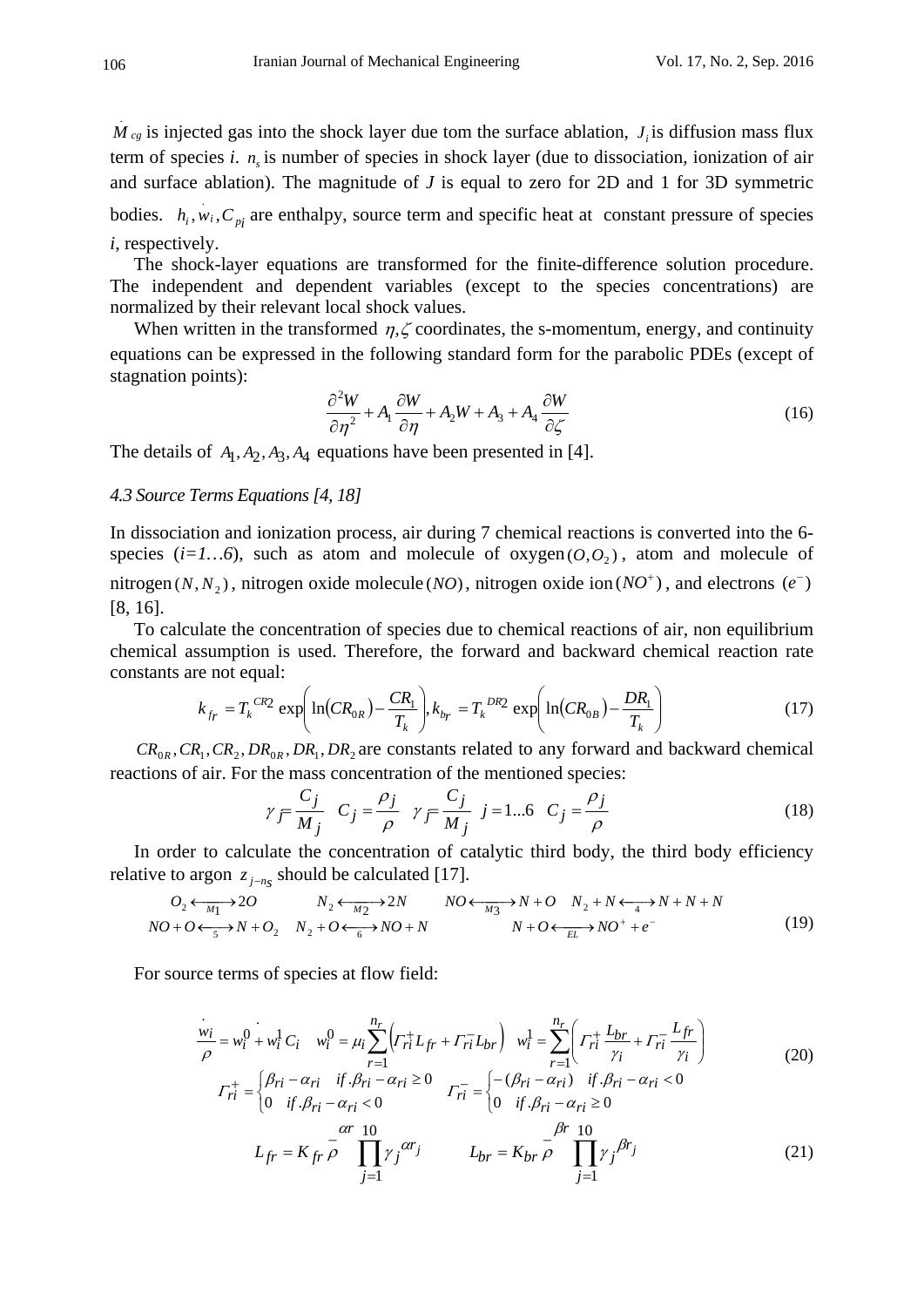$\dot{M}_{cg}$ is injected gas into the shock layer due tom the surface ablation, $J_i$ is diffusion mass flux term of species *i*. $n_s$ is number of species in shock layer (due to dissociation, ionization of air and surface ablation). The magnitude of *J* is equal to zero for 2D and 1 for 3D symmetric bodies. $h_i, \dot{w}_i, C_{pi}$ are enthalpy, source term and specific heat at constant pressure of species *i*, respectively.

The shock-layer equations are transformed for the finite-difference solution procedure. The independent and dependent variables (except to the species concentrations) are normalized by their relevant local shock values.

When written in the transformed $\eta, \zeta$ coordinates, the s-momentum, energy, and continuity equations can be expressed in the following standard form for the parabolic PDEs (except of stagnation points):

$$\frac{\partial^2 W}{\partial \eta^2} + A_1 \frac{\partial W}{\partial \eta} + A_2 W + A_3 + A_4 \frac{\partial W}{\partial \zeta} \tag{16}$$

The details of $A_1, A_2, A_3, A_4$ equations have been presented in [4].

### *4.3 Source Terms Equations [4, 18]*

In dissociation and ionization process, air during 7 chemical reactions is converted into the 6-species (*i=1…6*), such as atom and molecule of oxygen$(O, O_2)$, atom and molecule of nitrogen$(N, N_2)$, nitrogen oxide molecule$(NO)$, nitrogen oxide ion$(NO^+)$, and electrons $(e^-)$ [8, 16].

To calculate the concentration of species due to chemical reactions of air, non equilibrium chemical assumption is used. Therefore, the forward and backward chemical reaction rate constants are not equal:

$$k_{fr} = T_k^{CR2} \exp\left(\ln(CR_{0R}) - \frac{CR_1}{T_k}\right), k_{br} = T_k^{DR2} \exp\left(\ln(CR_{0B}) - \frac{DR_1}{T_k}\right) \tag{17}$$

$CR_{0R}, CR_1, CR_2, DR_{0R}, DR_1, DR_2$ are constants related to any forward and backward chemical reactions of air. For the mass concentration of the mentioned species:

$$\gamma_j = \frac{C_j}{M_j} \quad C_j = \frac{\rho_j}{\rho} \quad \gamma_j = \frac{C_j}{M_j} \quad j = 1...6 \quad C_j = \frac{\rho_j}{\rho} \tag{18}$$

In order to calculate the concentration of catalytic third body, the third body efficiency relative to argon $z_{j-n_S}$ should be calculated [17].

$$\begin{array}{llll} O_2 \xleftrightarrow{M1} 2O & N_2 \xleftrightarrow{M2} 2N & NO \xleftrightarrow{M3} N + O & N_2 + N \xleftrightarrow{4} N + N + N \\ NO + O \xleftrightarrow{5} N + O_2 & N_2 + O \xleftrightarrow{6} NO + N & N + O \xleftrightarrow{EL} NO^+ + e^- & \end{array} \tag{19}$$

For source terms of species at flow field:

$$\frac{\dot{w}_i}{\rho} = w_i^0 + \dot{w}_i^1 C_i \quad w_i^0 = \mu_i \sum_{r=1}^{n_r} \left( \Gamma_{ri}^+ L_{fr} + \Gamma_{ri}^- L_{br} \right) \quad w_i^1 = \sum_{r=1}^{n_r} \left( \Gamma_{ri}^+ \frac{L_{br}}{\gamma_i} + \Gamma_{ri}^- \frac{L_{fr}}{\gamma_i} \right)$$
$$\Gamma_{ri}^+ = \begin{cases} \beta_{ri} - \alpha_{ri} & if.\beta_{ri} - \alpha_{ri} \ge 0 \\ 0 & if.\beta_{ri} - \alpha_{ri} < 0 \end{cases} \quad \Gamma_{ri}^- = \begin{cases} -(\beta_{ri} - \alpha_{ri}) & if.\beta_{ri} - \alpha_{ri} < 0 \\ 0 & if.\beta_{ri} - \alpha_{ri} \ge 0 \end{cases} \tag{20}$$

$$L_{fr} = K_{fr} \bar{\rho}^{\alpha r} \prod_{j=1}^{10} \gamma_j^{\alpha r_j} \qquad L_{br} = K_{br} \bar{\rho}^{\beta r} \prod_{j=1}^{10} \gamma_j^{\beta r_j} \tag{21}$$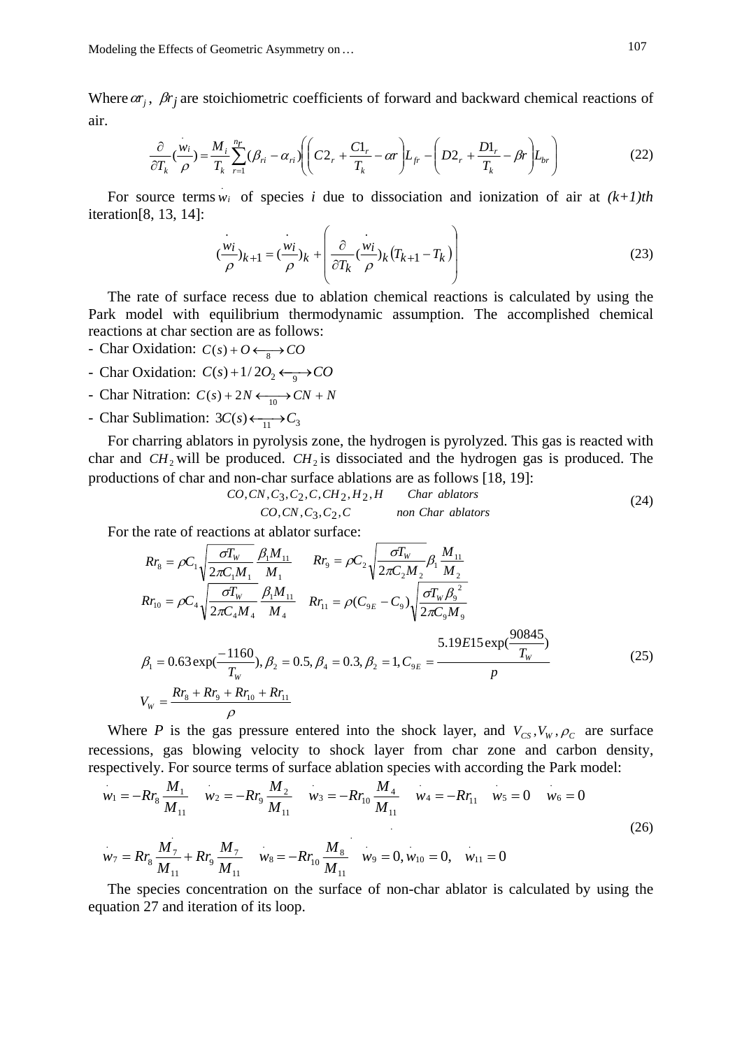Where $\alpha r_j$, $\beta r_j$ are stoichiometric coefficients of forward and backward chemical reactions of air.

$$\frac{\partial}{\partial T_k}\left(\frac{\dot{w}_i}{\rho}\right) = \frac{M_i}{T_k}\sum_{r=1}^{nr}(\beta_{ri} - \alpha_{ri})\left(\left(C2_r + \frac{C1_r}{T_k} - \alpha r\right)L_{fr} - \left(D2_r + \frac{D1_r}{T_k} - \beta r\right)L_{br}\right) \tag{22}$$

For source terms $\dot{w}_i$ of species *i* due to dissociation and ionization of air at *(k+1)th* iteration[8, 13, 14]:

$$\left(\frac{\dot{w}_i}{\rho}\right)_{k+1} = \left(\frac{\dot{w}_i}{\rho}\right)_k + \left(\frac{\partial}{\partial T_k}\left(\frac{\dot{w}_i}{\rho}\right)_k \left(T_{k+1} - T_k\right)\right) \tag{23}$$

The rate of surface recess due to ablation chemical reactions is calculated by using the Park model with equilibrium thermodynamic assumption. The accomplished chemical reactions at char section are as follows:

- Char Oxidation: $C(s) + O \xleftrightarrow[8]{} CO$
- Char Oxidation: $C(s) + 1/2O_2 \xleftrightarrow[9]{} CO$
- Char Nitration: $C(s) + 2N \xleftrightarrow[10]{} CN + N$
- Char Sublimation: $3C(s) \xleftrightarrow[11]{} C_3$

For charring ablators in pyrolysis zone, the hydrogen is pyrolyzed. This gas is reacted with char and $CH_2$ will be produced. $CH_2$ is dissociated and the hydrogen gas is produced. The productions of char and non-char surface ablations are as follows [18, 19]:

$$\begin{matrix} CO, CN, C_3, C_2, C, CH_2, H_2, H & \quad \textit{Char ablators} \\ CO, CN, C_3, C_2, C & \quad \textit{non Char ablators} \end{matrix} \tag{24}$$

For the rate of reactions at ablator surface:

$$\begin{aligned}
&Rr_8 = \rho C_1\sqrt{\frac{\sigma T_W}{2\pi C_1 M_1}}\,\frac{\beta_1 M_{11}}{M_1} \qquad Rr_9 = \rho C_2\sqrt{\frac{\sigma T_W}{2\pi C_2 M_2}}\,\beta_1\frac{M_{11}}{M_2} \\
&Rr_{10} = \rho C_4\sqrt{\frac{\sigma T_W}{2\pi C_4 M_4}}\,\frac{\beta_1 M_{11}}{M_4} \quad Rr_{11} = \rho(C_{9E} - C_9)\sqrt{\frac{\sigma T_W \beta_9^{\,2}}{2\pi C_9 M_9}} \\
&\beta_1 = 0.63\exp\left(\frac{-1160}{T_W}\right), \beta_2 = 0.5, \beta_4 = 0.3, \beta_2 = 1, C_{9E} = \frac{5.19E15\exp\left(\frac{90845}{T_W}\right)}{p} \\
&V_W = \frac{Rr_8 + Rr_9 + Rr_{10} + Rr_{11}}{\rho}
\end{aligned} \tag{25}$$

Where *P* is the gas pressure entered into the shock layer, and $V_{CS}, V_W, \rho_C$ are surface recessions, gas blowing velocity to shock layer from char zone and carbon density, respectively. For source terms of surface ablation species with according the Park model:

$$\begin{aligned}
&\dot{w}_1 = -Rr_8\frac{M_1}{M_{11}} \quad \dot{w}_2 = -Rr_9\frac{M_2}{M_{11}} \quad \dot{w}_3 = -Rr_{10}\frac{M_4}{M_{11}} \quad \dot{w}_4 = -Rr_{11} \quad \dot{w}_5 = 0 \quad \dot{w}_6 = 0 \\
&\dot{w}_7 = Rr_8\frac{M_7}{M_{11}} + Rr_9\frac{M_7}{M_{11}} \quad \dot{w}_8 = -Rr_{10}\frac{M_8}{M_{11}} \quad \dot{w}_9 = 0, \dot{w}_{10} = 0, \quad \dot{w}_{11} = 0
\end{aligned} \tag{26}$$

The species concentration on the surface of non-char ablator is calculated by using the equation 27 and iteration of its loop.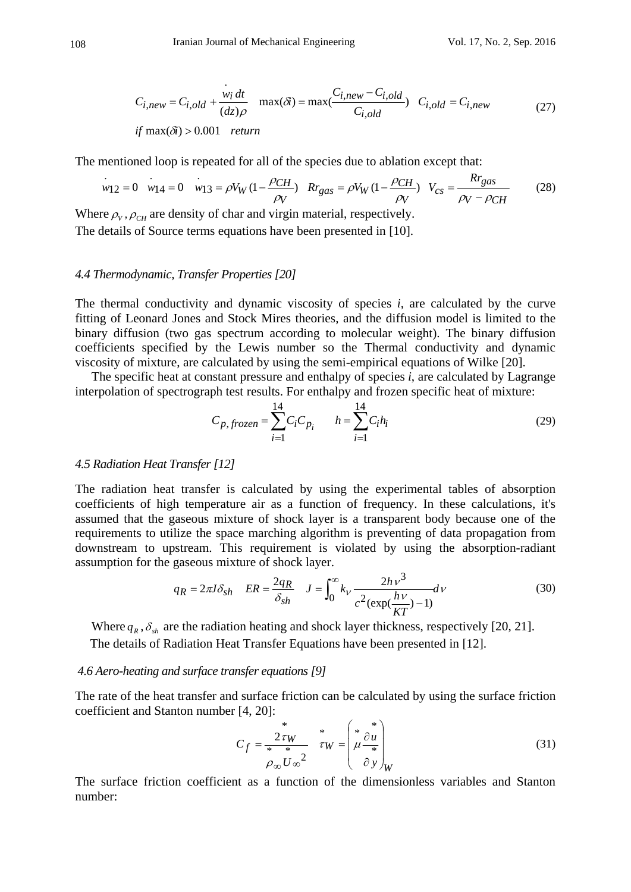$$C_{i,new} = C_{i,old} + \frac{\dot{w}_i \, dt}{(dz)\rho} \quad \max(\delta i) = \max\left(\frac{C_{i,new} - C_{i,old}}{C_{i,old}}\right) \quad C_{i,old} = C_{i,new} \tag{27}$$

$$if \ \max(\delta i) > 0.001 \quad return$$

The mentioned loop is repeated for all of the species due to ablation except that:

$$\dot{w}_{12} = 0 \quad \dot{w}_{14} = 0 \quad \dot{w}_{13} = \rho V_W \left(1 - \frac{\rho_{CH}}{\rho_V}\right) \quad Rr_{gas} = \rho V_W \left(1 - \frac{\rho_{CH}}{\rho_V}\right) \quad V_{cs} = \frac{Rr_{gas}}{\rho_V - \rho_{CH}} \tag{28}$$

Where $\rho_V$, $\rho_{CH}$ are density of char and virgin material, respectively.

The details of Source terms equations have been presented in [10].

### *4.4 Thermodynamic, Transfer Properties [20]*

The thermal conductivity and dynamic viscosity of species *i*, are calculated by the curve fitting of Leonard Jones and Stock Mires theories, and the diffusion model is limited to the binary diffusion (two gas spectrum according to molecular weight). The binary diffusion coefficients specified by the Lewis number so the Thermal conductivity and dynamic viscosity of mixture, are calculated by using the semi-empirical equations of Wilke [20].

The specific heat at constant pressure and enthalpy of species *i*, are calculated by Lagrange interpolation of spectrograph test results. For enthalpy and frozen specific heat of mixture:

$$C_{p,frozen} = \sum_{i=1}^{14} C_i C_{p_i} \qquad h = \sum_{i=1}^{14} C_i h_i \tag{29}$$

### *4.5 Radiation Heat Transfer [12]*

The radiation heat transfer is calculated by using the experimental tables of absorption coefficients of high temperature air as a function of frequency. In these calculations, it's assumed that the gaseous mixture of shock layer is a transparent body because one of the requirements to utilize the space marching algorithm is preventing of data propagation from downstream to upstream. This requirement is violated by using the absorption-radiant assumption for the gaseous mixture of shock layer.

$$q_R = 2\pi J \delta_{sh} \quad ER = \frac{2q_R}{\delta_{sh}} \quad J = \int_0^\infty k_\nu \frac{2h\nu^3}{c^2(\exp(\frac{h\nu}{KT}) - 1)} d\nu \tag{30}$$

Where $q_R$, $\delta_{sh}$ are the radiation heating and shock layer thickness, respectively [20, 21].

The details of Radiation Heat Transfer Equations have been presented in [12].

### *4.6 Aero-heating and surface transfer equations [9]*

The rate of the heat transfer and surface friction can be calculated by using the surface friction coefficient and Stanton number [4, 20]:

$$C_f = \frac{2\overset{*}{\tau}_W}{\overset{*}{\rho}_\infty \overset{*}{U}_\infty^{\,2}} \quad \overset{*}{\tau}_W = \left(\overset{*}{\mu} \frac{\partial \overset{*}{u}}{\partial \overset{*}{y}}\right)_W \tag{31}$$

The surface friction coefficient as a function of the dimensionless variables and Stanton number: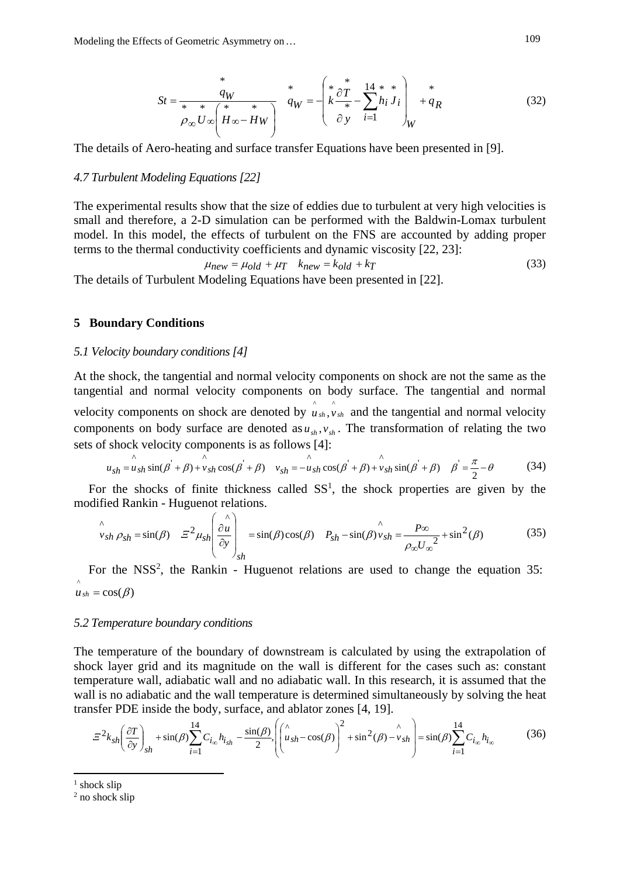$$St = \frac{\overset{*}{q}_W}{\overset{*}{\rho}_\infty \overset{*}{U}_\infty \left( \overset{*}{H}_\infty - \overset{*}{H}_W \right)} \quad \overset{*}{q}_W = -\left( \overset{*}{k} \frac{\partial \overset{*}{T}}{\partial \overset{*}{y}} - \sum_{i=1}^{14} \overset{*}{h}_i \overset{*}{J}_i \right)_W + \overset{*}{q}_R \tag{32}$$

The details of Aero-heating and surface transfer Equations have been presented in [9].

### *4.7 Turbulent Modeling Equations [22]*

The experimental results show that the size of eddies due to turbulent at very high velocities is small and therefore, a 2-D simulation can be performed with the Baldwin-Lomax turbulent model. In this model, the effects of turbulent on the FNS are accounted by adding proper terms to the thermal conductivity coefficients and dynamic viscosity [22, 23]:

$$\mu_{new} = \mu_{old} + \mu_T \quad k_{new} = k_{old} + k_T \tag{33}$$

The details of Turbulent Modeling Equations have been presented in [22].

## 5 Boundary Conditions

### *5.1 Velocity boundary conditions [4]*

At the shock, the tangential and normal velocity components on shock are not the same as the tangential and normal velocity components on body surface. The tangential and normal velocity components on shock are denoted by $\hat{u}_{sh}, \hat{v}_{sh}$ and the tangential and normal velocity components on body surface are denoted as $u_{sh}, v_{sh}$. The transformation of relating the two sets of shock velocity components is as follows [4]:

$$u_{sh} = \hat{u}_{sh} \sin(\beta' + \beta) + \hat{v}_{sh} \cos(\beta' + \beta) \quad v_{sh} = -\hat{u}_{sh} \cos(\beta' + \beta) + \hat{v}_{sh} \sin(\beta' + \beta) \quad \beta' = \frac{\pi}{2} - \theta \tag{34}$$

For the shocks of finite thickness called SS[1], the shock properties are given by the modified Rankin - Huguenot relations.

$$\hat{v}_{sh} \rho_{sh} = \sin(\beta) \quad \Xi^2 \mu_{sh} \left( \frac{\partial \hat{u}}{\partial y} \right)_{sh} = \sin(\beta)\cos(\beta) \quad P_{sh} - \sin(\beta)\hat{v}_{sh} = \frac{P_\infty}{\rho_\infty U_\infty^2} + \sin^2(\beta) \tag{35}$$

For the NSS[2], the Rankin - Huguenot relations are used to change the equation 35: $\hat{u}_{sh} = \cos(\beta)$

### *5.2 Temperature boundary conditions*

The temperature of the boundary of downstream is calculated by using the extrapolation of shock layer grid and its magnitude on the wall is different for the cases such as: constant temperature wall, adiabatic wall and no adiabatic wall. In this research, it is assumed that the wall is no adiabatic and the wall temperature is determined simultaneously by solving the heat transfer PDE inside the body, surface, and ablator zones [4, 19].

$$\Xi^2 k_{sh} \left( \frac{\partial T}{\partial y} \right)_{sh} + \sin(\beta) \sum_{i=1}^{14} C_{i_\infty} h_{i_{sh}} - \frac{\sin(\beta)}{2}, \left( \left( \hat{u}_{sh} - \cos(\beta) \right)^2 + \sin^2(\beta) - \hat{v}_{sh} \right) = \sin(\beta) \sum_{i=1}^{14} C_{i_\infty} h_{i_\infty} \tag{36}$$

---

[1] shock slip

[2] no shock slip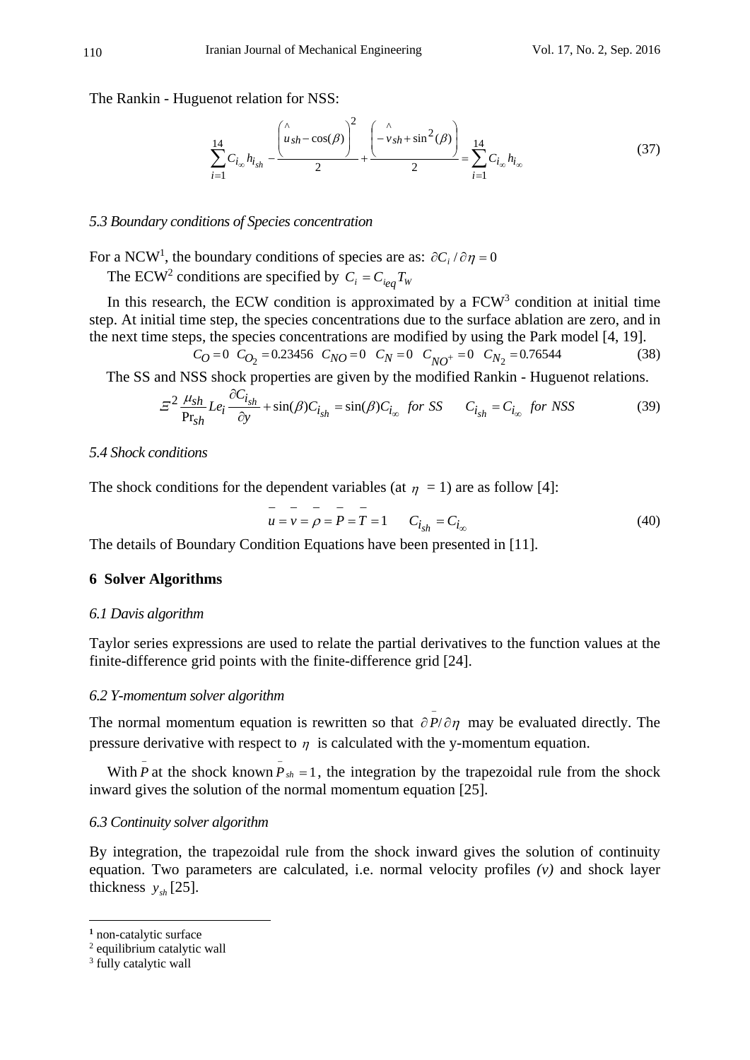The Rankin - Huguenot relation for NSS:

$$\sum_{i=1}^{14} C_{i_\infty} h_{i_{sh}} - \frac{\left(\hat{u}_{sh} - \cos(\beta)\right)^2}{2} + \frac{\left(-\hat{v}_{sh} + \sin^2(\beta)\right)}{2} = \sum_{i=1}^{14} C_{i_\infty} h_{i_\infty} \tag{37}$$

### *5.3 Boundary conditions of Species concentration*

For a NCW[1], the boundary conditions of species are as: $\partial C_i / \partial \eta = 0$

The ECW[2] conditions are specified by $C_i = C_{i_{eq}} T_W$

In this research, the ECW condition is approximated by a FCW[3] condition at initial time step. At initial time step, the species concentrations due to the surface ablation are zero, and in the next time steps, the species concentrations are modified by using the Park model [4, 19].

$$C_O = 0 \quad C_{O_2} = 0.23456 \quad C_{NO} = 0 \quad C_N = 0 \quad C_{NO^+} = 0 \quad C_{N_2} = 0.76544 \tag{38}$$

The SS and NSS shock properties are given by the modified Rankin - Huguenot relations.

$$\Xi^2 \frac{\mu_{sh}}{\Pr_{sh}} Le_i \frac{\partial C_{i_{sh}}}{\partial y} + \sin(\beta) C_{i_{sh}} = \sin(\beta) C_{i_\infty} \;\; for\ SS \qquad C_{i_{sh}} = C_{i_\infty} \;\; for\ NSS \tag{39}$$

### *5.4 Shock conditions*

The shock conditions for the dependent variables (at $\eta$ = 1) are as follow [4]:

$$\bar{u} = \bar{v} = \bar{\rho} = \bar{P} = \bar{T} = 1 \qquad C_{i_{sh}} = C_{i_\infty} \tag{40}$$

The details of Boundary Condition Equations have been presented in [11].

## 6 Solver Algorithms

### *6.1 Davis algorithm*

Taylor series expressions are used to relate the partial derivatives to the function values at the finite-difference grid points with the finite-difference grid [24].

### *6.2 Y-momentum solver algorithm*

The normal momentum equation is rewritten so that $\partial \bar{P} / \partial \eta$ may be evaluated directly. The pressure derivative with respect to $\eta$ is calculated with the y-momentum equation.

With $\bar{P}$ at the shock known $\bar{P}_{sh} = 1$, the integration by the trapezoidal rule from the shock inward gives the solution of the normal momentum equation [25].

### *6.3 Continuity solver algorithm*

By integration, the trapezoidal rule from the shock inward gives the solution of continuity equation. Two parameters are calculated, i.e. normal velocity profiles *(v)* and shock layer thickness $y_{sh}$ [25].

---

[1] non-catalytic surface

[2] equilibrium catalytic wall

[3] fully catalytic wall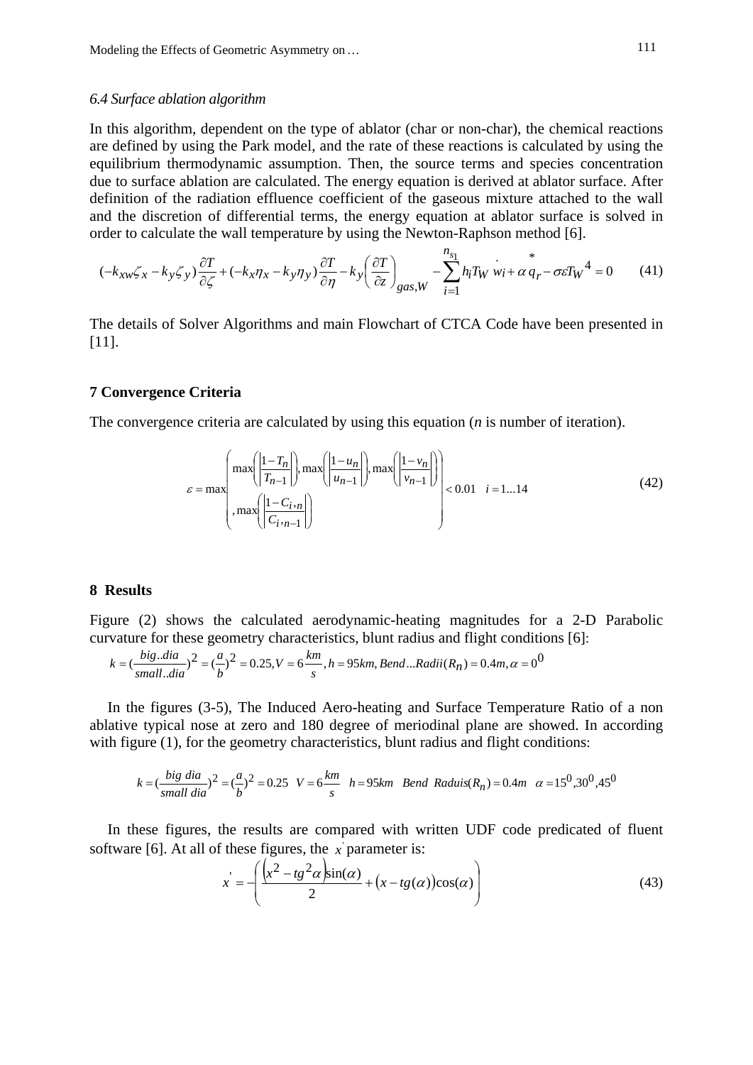### 6.4 Surface ablation algorithm

In this algorithm, dependent on the type of ablator (char or non-char), the chemical reactions are defined by using the Park model, and the rate of these reactions is calculated by using the equilibrium thermodynamic assumption. Then, the source terms and species concentration due to surface ablation are calculated. The energy equation is derived at ablator surface. After definition of the radiation effluence coefficient of the gaseous mixture attached to the wall and the discretion of differential terms, the energy equation at ablator surface is solved in order to calculate the wall temperature by using the Newton-Raphson method [6].

$$(-k_{xw}\zeta_x - k_y\zeta_y)\frac{\partial T}{\partial \zeta} + (-k_x\eta_x - k_y\eta_y)\frac{\partial T}{\partial \eta} - k_y\left(\frac{\partial T}{\partial z}\right)_{gas,W} - \sum_{i=1}^{n_{s1}} h_i T_W \dot{w}_i + \alpha \overset{*}{q}_r - \sigma\varepsilon T_W{}^4 = 0 \tag{41}$$

The details of Solver Algorithms and main Flowchart of CTCA Code have been presented in [11].

## 7 Convergence Criteria

The convergence criteria are calculated by using this equation (*n* is number of iteration).

$$\varepsilon = \max\begin{pmatrix} \max\left(\left|\dfrac{1-T_n}{T_{n-1}}\right|\right), \max\left(\left|\dfrac{1-u_n}{u_{n-1}}\right|\right), \max\left(\left|\dfrac{1-v_n}{v_{n-1}}\right|\right) \\ , \max\left(\left|\dfrac{1-C_{i,n}}{C_{i,n-1}}\right|\right) \end{pmatrix} < 0.01 \quad i = 1...14 \tag{42}$$

## 8 Results

Figure (2) shows the calculated aerodynamic-heating magnitudes for a 2-D Parabolic curvature for these geometry characteristics, blunt radius and flight conditions [6]:

$$k = \left(\frac{big..dia}{small..dia}\right)^2 = \left(\frac{a}{b}\right)^2 = 0.25, V = 6\frac{km}{s}, h = 95km, Bend...Radii(R_n) = 0.4m, \alpha = 0^0$$

In the figures (3-5), The Induced Aero-heating and Surface Temperature Ratio of a non ablative typical nose at zero and 180 degree of meriodinal plane are showed. In according with figure (1), for the geometry characteristics, blunt radius and flight conditions:

$$k = \left(\frac{big\ dia}{small\ dia}\right)^2 = \left(\frac{a}{b}\right)^2 = 0.25 \quad V = 6\frac{km}{s} \quad h = 95km \quad Bend\ \ Raduis(R_n) = 0.4m \quad \alpha = 15^0, 30^0, 45^0$$

In these figures, the results are compared with written UDF code predicated of fluent software [6]. At all of these figures, the $x'$ parameter is:

$$x' = -\left(\frac{\left(x^2 - tg^2\alpha\right)\sin(\alpha)}{2} + \left(x - tg(\alpha)\right)\cos(\alpha)\right) \tag{43}$$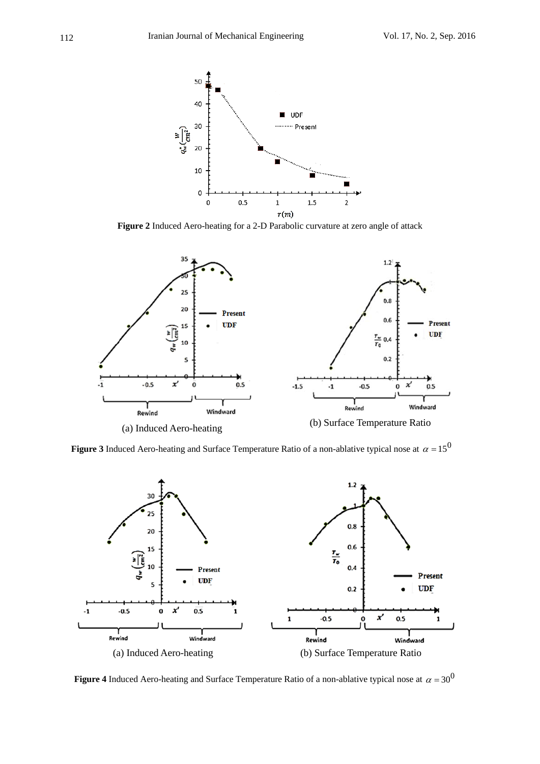**Figure 2** Induced Aero-heating for a 2-D Parabolic curvature at zero angle of attack

(a) Induced Aero-heating

(b) Surface Temperature Ratio

**Figure 3** Induced Aero-heating and Surface Temperature Ratio of a non-ablative typical nose at $\alpha = 15^0$

(a) Induced Aero-heating

(b) Surface Temperature Ratio

**Figure 4** Induced Aero-heating and Surface Temperature Ratio of a non-ablative typical nose at $\alpha = 30^0$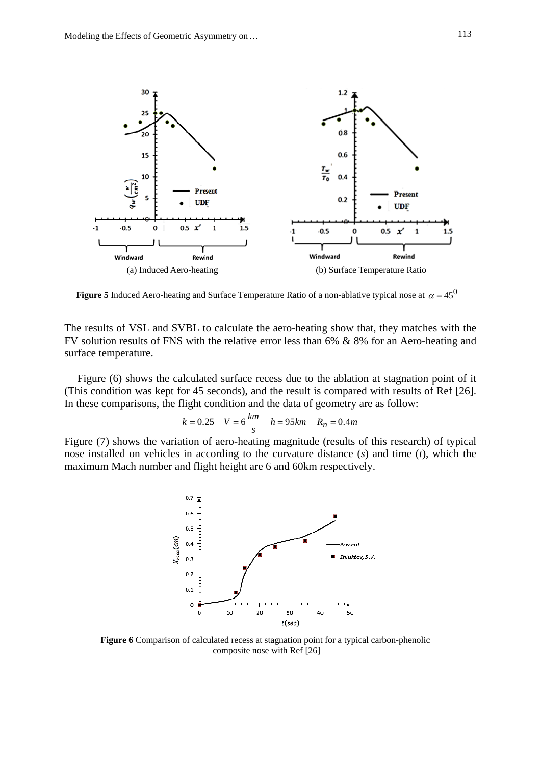**Figure 5** Induced Aero-heating and Surface Temperature Ratio of a non-ablative typical nose at $\alpha = 45^0$

(a) Induced Aero-heating

(b) Surface Temperature Ratio

The results of VSL and SVBL to calculate the aero-heating show that, they matches with the FV solution results of FNS with the relative error less than 6% & 8% for an Aero-heating and surface temperature.

Figure (6) shows the calculated surface recess due to the ablation at stagnation point of it (This condition was kept for 45 seconds), and the result is compared with results of Ref [26]. In these comparisons, the flight condition and the data of geometry are as follow:

$$k = 0.25 \quad V = 6\frac{km}{s} \quad h = 95km \quad R_n = 0.4m$$

Figure (7) shows the variation of aero-heating magnitude (results of this research) of typical nose installed on vehicles in according to the curvature distance ($s$) and time ($t$), which the maximum Mach number and flight height are 6 and 60km respectively.

**Figure 6** Comparison of calculated recess at stagnation point for a typical carbon-phenolic composite nose with Ref [26]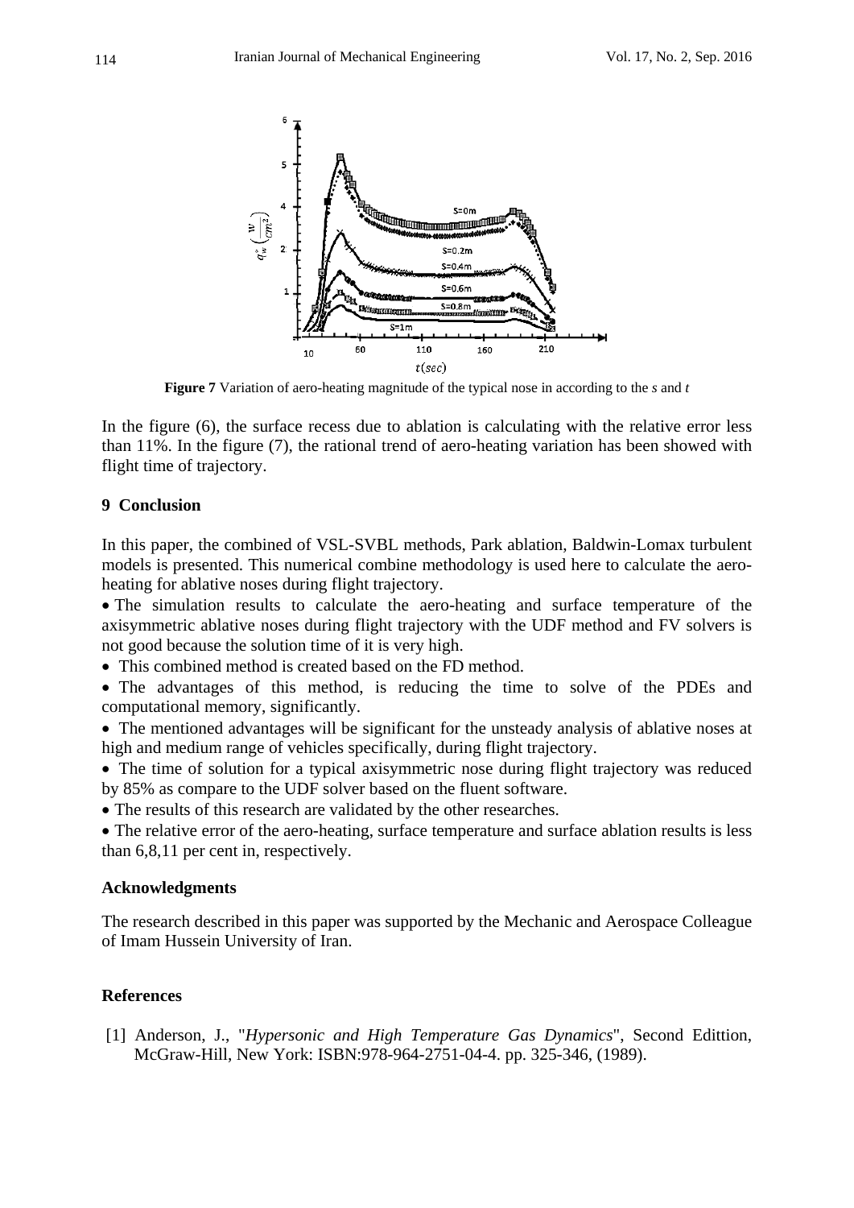**Figure 7** Variation of aero-heating magnitude of the typical nose in according to the *s* and *t*

In the figure (6), the surface recess due to ablation is calculating with the relative error less than 11%. In the figure (7), the rational trend of aero-heating variation has been showed with flight time of trajectory.

## 9 Conclusion

In this paper, the combined of VSL-SVBL methods, Park ablation, Baldwin-Lomax turbulent models is presented. This numerical combine methodology is used here to calculate the aero-heating for ablative noses during flight trajectory.

- The simulation results to calculate the aero-heating and surface temperature of the axisymmetric ablative noses during flight trajectory with the UDF method and FV solvers is not good because the solution time of it is very high.
- This combined method is created based on the FD method.
- The advantages of this method, is reducing the time to solve of the PDEs and computational memory, significantly.
- The mentioned advantages will be significant for the unsteady analysis of ablative noses at high and medium range of vehicles specifically, during flight trajectory.
- The time of solution for a typical axisymmetric nose during flight trajectory was reduced by 85% as compare to the UDF solver based on the fluent software.
- The results of this research are validated by the other researches.
- The relative error of the aero-heating, surface temperature and surface ablation results is less than 6,8,11 per cent in, respectively.

### Acknowledgments

The research described in this paper was supported by the Mechanic and Aerospace Colleague of Imam Hussein University of Iran.

### References

[1] Anderson, J., "*Hypersonic and High Temperature Gas Dynamics*", Second Edittion, McGraw-Hill, New York: ISBN:978-964-2751-04-4. pp. 325-346, (1989).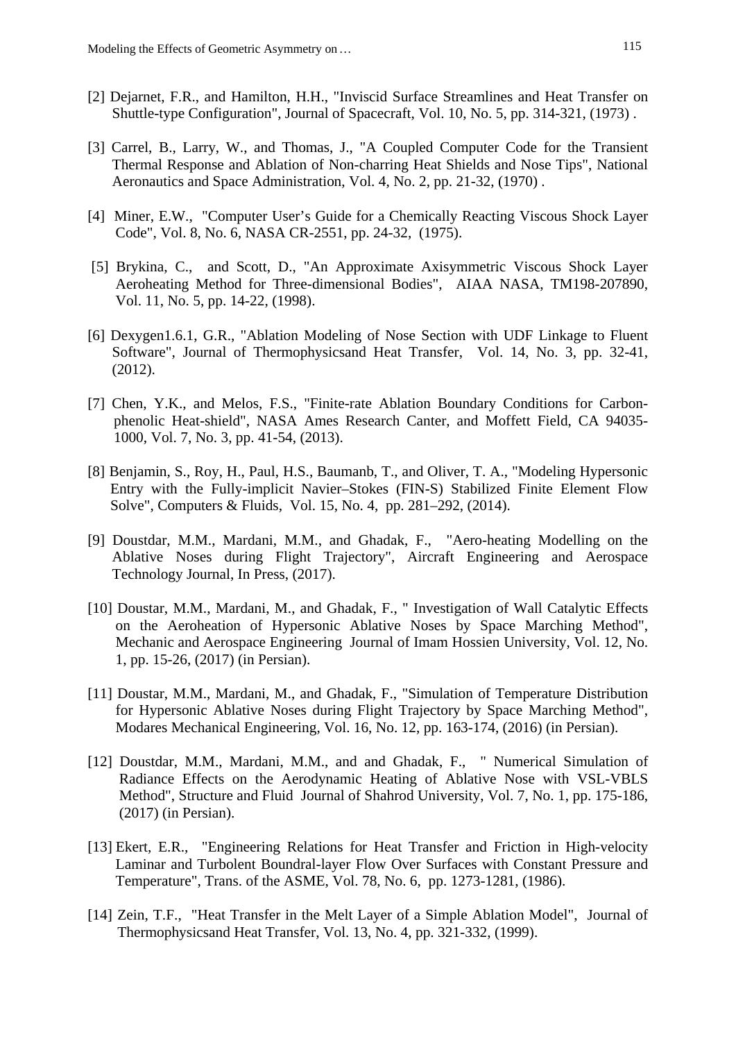[2] Dejarnet, F.R., and Hamilton, H.H., "Inviscid Surface Streamlines and Heat Transfer on Shuttle-type Configuration", Journal of Spacecraft, Vol. 10, No. 5, pp. 314-321, (1973) .

[3] Carrel, B., Larry, W., and Thomas, J., "A Coupled Computer Code for the Transient Thermal Response and Ablation of Non-charring Heat Shields and Nose Tips", National Aeronautics and Space Administration, Vol. 4, No. 2, pp. 21-32, (1970) .

[4] Miner, E.W., "Computer User's Guide for a Chemically Reacting Viscous Shock Layer Code", Vol. 8, No. 6, NASA CR-2551, pp. 24-32, (1975).

[5] Brykina, C., and Scott, D., "An Approximate Axisymmetric Viscous Shock Layer Aeroheating Method for Three-dimensional Bodies", AIAA NASA, TM198-207890, Vol. 11, No. 5, pp. 14-22, (1998).

[6] Dexygen1.6.1, G.R., "Ablation Modeling of Nose Section with UDF Linkage to Fluent Software", Journal of Thermophysicsand Heat Transfer, Vol. 14, No. 3, pp. 32-41, (2012).

[7] Chen, Y.K., and Melos, F.S., "Finite-rate Ablation Boundary Conditions for Carbon-phenolic Heat-shield", NASA Ames Research Canter, and Moffett Field, CA 94035-1000, Vol. 7, No. 3, pp. 41-54, (2013).

[8] Benjamin, S., Roy, H., Paul, H.S., Baumanb, T., and Oliver, T. A., "Modeling Hypersonic Entry with the Fully-implicit Navier–Stokes (FIN-S) Stabilized Finite Element Flow Solve", Computers & Fluids, Vol. 15, No. 4, pp. 281–292, (2014).

[9] Doustdar, M.M., Mardani, M.M., and Ghadak, F., "Aero-heating Modelling on the Ablative Noses during Flight Trajectory", Aircraft Engineering and Aerospace Technology Journal, In Press, (2017).

[10] Doustar, M.M., Mardani, M., and Ghadak, F., " Investigation of Wall Catalytic Effects on the Aeroheation of Hypersonic Ablative Noses by Space Marching Method", Mechanic and Aerospace Engineering Journal of Imam Hossien University, Vol. 12, No. 1, pp. 15-26, (2017) (in Persian).

[11] Doustar, M.M., Mardani, M., and Ghadak, F., "Simulation of Temperature Distribution for Hypersonic Ablative Noses during Flight Trajectory by Space Marching Method", Modares Mechanical Engineering, Vol. 16, No. 12, pp. 163-174, (2016) (in Persian).

[12] Doustdar, M.M., Mardani, M.M., and and Ghadak, F., " Numerical Simulation of Radiance Effects on the Aerodynamic Heating of Ablative Nose with VSL-VBLS Method", Structure and Fluid Journal of Shahrod University, Vol. 7, No. 1, pp. 175-186, (2017) (in Persian).

[13] Ekert, E.R., "Engineering Relations for Heat Transfer and Friction in High-velocity Laminar and Turbolent Boundral-layer Flow Over Surfaces with Constant Pressure and Temperature", Trans. of the ASME, Vol. 78, No. 6, pp. 1273-1281, (1986).

[14] Zein, T.F., "Heat Transfer in the Melt Layer of a Simple Ablation Model", Journal of Thermophysicsand Heat Transfer, Vol. 13, No. 4, pp. 321-332, (1999).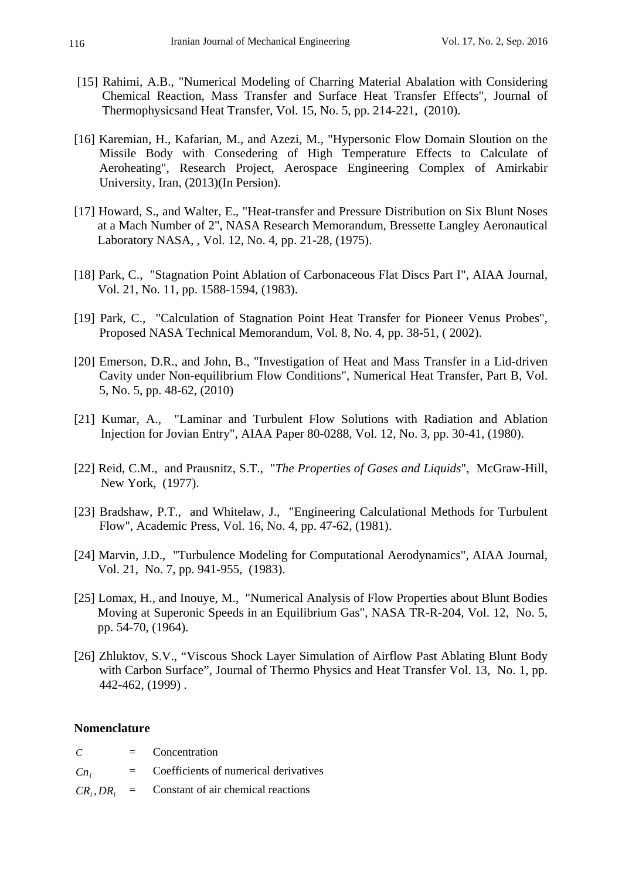[15] Rahimi, A.B., "Numerical Modeling of Charring Material Abalation with Considering Chemical Reaction, Mass Transfer and Surface Heat Transfer Effects", Journal of Thermophysicsand Heat Transfer, Vol. 15, No. 5, pp. 214-221, (2010).

[16] Karemian, H., Kafarian, M., and Azezi, M., "Hypersonic Flow Domain Sloution on the Missile Body with Consedering of High Temperature Effects to Calculate of Aeroheating", Research Project, Aerospace Engineering Complex of Amirkabir University, Iran, (2013)(In Persion).

[17] Howard, S., and Walter, E., "Heat-transfer and Pressure Distribution on Six Blunt Noses at a Mach Number of 2", NASA Research Memorandum, Bressette Langley Aeronautical Laboratory NASA, , Vol. 12, No. 4, pp. 21-28, (1975).

[18] Park, C., "Stagnation Point Ablation of Carbonaceous Flat Discs Part I", AIAA Journal, Vol. 21, No. 11, pp. 1588-1594, (1983).

[19] Park, C., "Calculation of Stagnation Point Heat Transfer for Pioneer Venus Probes", Proposed NASA Technical Memorandum, Vol. 8, No. 4, pp. 38-51, ( 2002).

[20] Emerson, D.R., and John, B., "Investigation of Heat and Mass Transfer in a Lid-driven Cavity under Non-equilibrium Flow Conditions", Numerical Heat Transfer, Part B, Vol. 5, No. 5, pp. 48-62, (2010)

[21] Kumar, A., "Laminar and Turbulent Flow Solutions with Radiation and Ablation Injection for Jovian Entry", AIAA Paper 80-0288, Vol. 12, No. 3, pp. 30-41, (1980).

[22] Reid, C.M., and Prausnitz, S.T., "*The Properties of Gases and Liquids*", McGraw-Hill, New York, (1977).

[23] Bradshaw, P.T., and Whitelaw, J., "Engineering Calculational Methods for Turbulent Flow", Academic Press, Vol. 16, No. 4, pp. 47-62, (1981).

[24] Marvin, J.D., "Turbulence Modeling for Computational Aerodynamics", AIAA Journal, Vol. 21, No. 7, pp. 941-955, (1983).

[25] Lomax, H., and Inouye, M., "Numerical Analysis of Flow Properties about Blunt Bodies Moving at Superonic Speeds in an Equilibrium Gas", NASA TR-R-204, Vol. 12, No. 5, pp. 54-70, (1964).

[26] Zhluktov, S.V., "Viscous Shock Layer Simulation of Airflow Past Ablating Blunt Body with Carbon Surface", Journal of Thermo Physics and Heat Transfer Vol. 13, No. 1, pp. 442-462, (1999) .

## Nomenclature

| | | |
|---|---|---|
| $C$ | = | Concentration |
| $Cn_i$ | = | Coefficients of numerical derivatives |
| $CR_i, DR_i$ | = | Constant of air chemical reactions |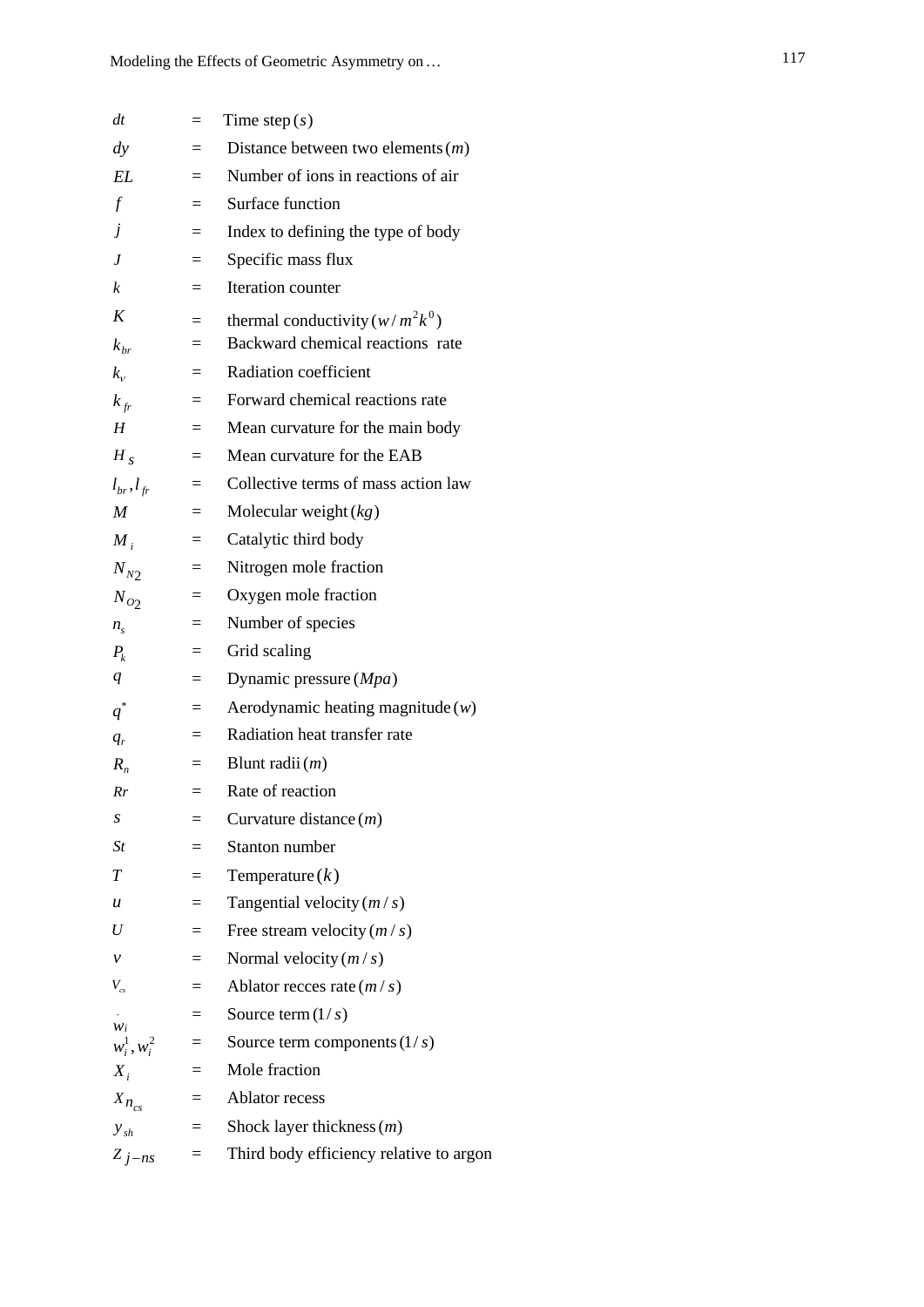| | | |
|---|---|---|
| $dt$ | = | Time step $(s)$ |
| $dy$ | = | Distance between two elements $(m)$ |
| $EL$ | = | Number of ions in reactions of air |
| $f$ | = | Surface function |
| $j$ | = | Index to defining the type of body |
| $J$ | = | Specific mass flux |
| $k$ | = | Iteration counter |
| $K$ | = | thermal conductivity $(w/m^2k^0)$ |
| $k_{br}$ | = | Backward chemical reactions rate |
| $k_v$ | = | Radiation coefficient |
| $k_{fr}$ | = | Forward chemical reactions rate |
| $H$ | = | Mean curvature for the main body |
| $H_S$ | = | Mean curvature for the EAB |
| $l_{br}, l_{fr}$ | = | Collective terms of mass action law |
| $M$ | = | Molecular weight $(kg)$ |
| $M_i$ | = | Catalytic third body |
| $N_{N2}$ | = | Nitrogen mole fraction |
| $N_{O2}$ | = | Oxygen mole fraction |
| $n_s$ | = | Number of species |
| $P_k$ | = | Grid scaling |
| $q$ | = | Dynamic pressure $(Mpa)$ |
| $q^*$ | = | Aerodynamic heating magnitude $(w)$ |
| $q_r$ | = | Radiation heat transfer rate |
| $R_n$ | = | Blunt radii $(m)$ |
| $Rr$ | = | Rate of reaction |
| $s$ | = | Curvature distance $(m)$ |
| $St$ | = | Stanton number |
| $T$ | = | Temperature $(k)$ |
| $u$ | = | Tangential velocity $(m/s)$ |
| $U$ | = | Free stream velocity $(m/s)$ |
| $v$ | = | Normal velocity $(m/s)$ |
| $V_{cs}$ | = | Ablator recces rate $(m/s)$ |
| $\dot{w}_i$ | = | Source term $(1/s)$ |
| $w_i^1, w_i^2$ | = | Source term components $(1/s)$ |
| $X_i$ | = | Mole fraction |
| $X_{n_{cs}}$ | = | Ablator recess |
| $y_{sh}$ | = | Shock layer thickness $(m)$ |
| $Z_{j-ns}$ | = | Third body efficiency relative to argon |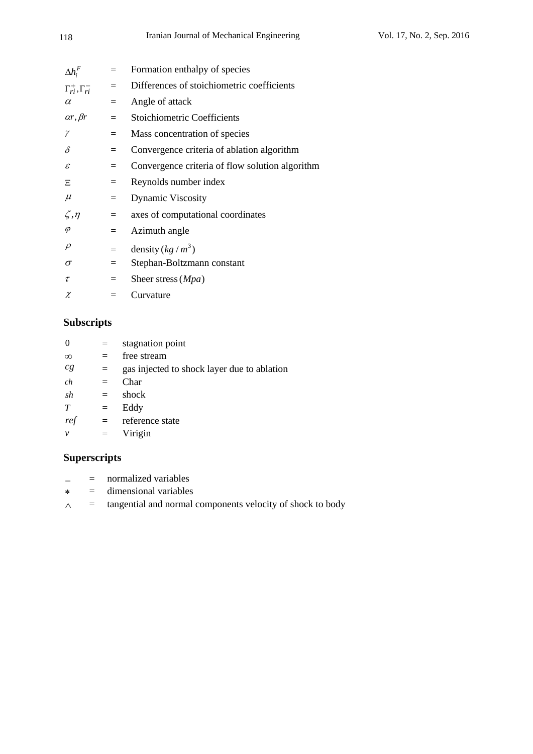| | | |
|---|---|---|
| $\Delta h_i^F$ | = | Formation enthalpy of species |
| $\Gamma_{ri}^{+}, \Gamma_{ri}^{-}$ | = | Differences of stoichiometric coefficients |
| $\alpha$ | = | Angle of attack |
| $\alpha r, \beta r$ | = | Stoichiometric Coefficients |
| $\gamma$ | = | Mass concentration of species |
| $\delta$ | = | Convergence criteria of ablation algorithm |
| $\varepsilon$ | = | Convergence criteria of flow solution algorithm |
| $\Xi$ | = | Reynolds number index |
| $\mu$ | = | Dynamic Viscosity |
| $\zeta, \eta$ | = | axes of computational coordinates |
| $\varphi$ | = | Azimuth angle |
| $\rho$ | = | density $(kg/m^3)$ |
| $\sigma$ | = | Stephan-Boltzmann constant |
| $\tau$ | = | Sheer stress $(Mpa)$ |
| $\chi$ | = | Curvature |

## Subscripts

| | | |
|---|---|---|
| $0$ | = | stagnation point |
| $\infty$ | = | free stream |
| $cg$ | = | gas injected to shock layer due to ablation |
| $ch$ | = | Char |
| $sh$ | = | shock |
| $T$ | = | Eddy |
| $ref$ | = | reference state |
| $v$ | = | Virigin |

## Superscripts

| | | |
|---|---|---|
| $-$ | = | normalized variables |
| $*$ | = | dimensional variables |
| $\wedge$ | = | tangential and normal components velocity of shock to body |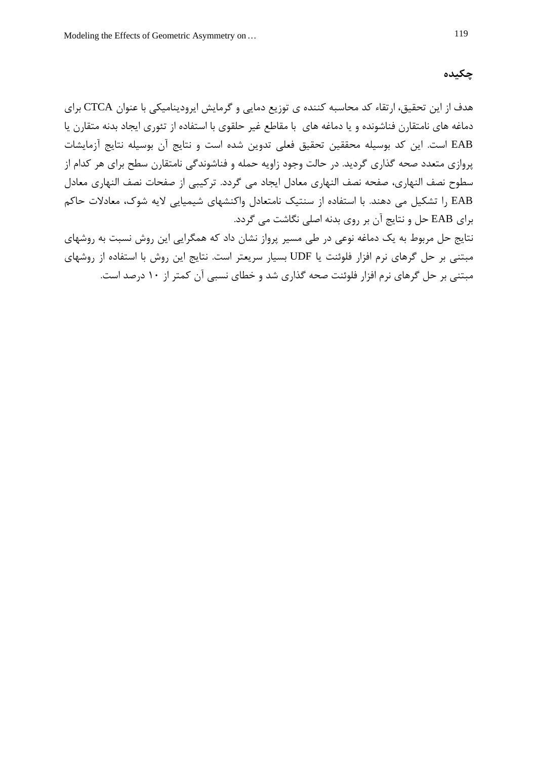## چکیده

هدف از این تحقیق، ارتقاء کد محاسبه کننده ی توزیع دمایی و گرمایش ایرودینامیکی با عنوان CTCA برای دماغه های نامتقارن فناشونده و یا دماغه های با مقاطع غیر حلقوی با استفاده از تئوری ایجاد بدنه متقارن یا EAB است. این کد بوسیله محققین تحقیق فعلی تدوین شده است و نتایج آن بوسیله نتایج آزمایشات پروازی متعدد صحه گذاری گردید. در حالت وجود زاویه حمله و فناشوندگی نامتقارن سطح برای هر کدام از سطوح نصف النهاری، صفحه نصف النهاری معادل ایجاد می گردد. ترکیبی از صفحات نصف النهاری معادل EAB را تشکیل می دهند. با استفاده از سنتیک نامتعادل واکنشهای شیمیایی لایه شوک، معادلات حاکم برای EAB حل و نتایج آن بر روی بدنه اصلی نگاشت می گردد.

نتایج حل مربوط به یک دماغه نوعی در طی مسیر پرواز نشان داد که همگرایی این روش نسبت به روشهای مبتنی بر حل گرهای نرم افزار فلوئنت یا UDF بسیار سریعتر است. نتایج این روش با استفاده از روشهای مبتنی بر حل گرهای نرم افزار فلوئنت صحه گذاری شد و خطای نسبی آن کمتر از ۱۰ درصد است.